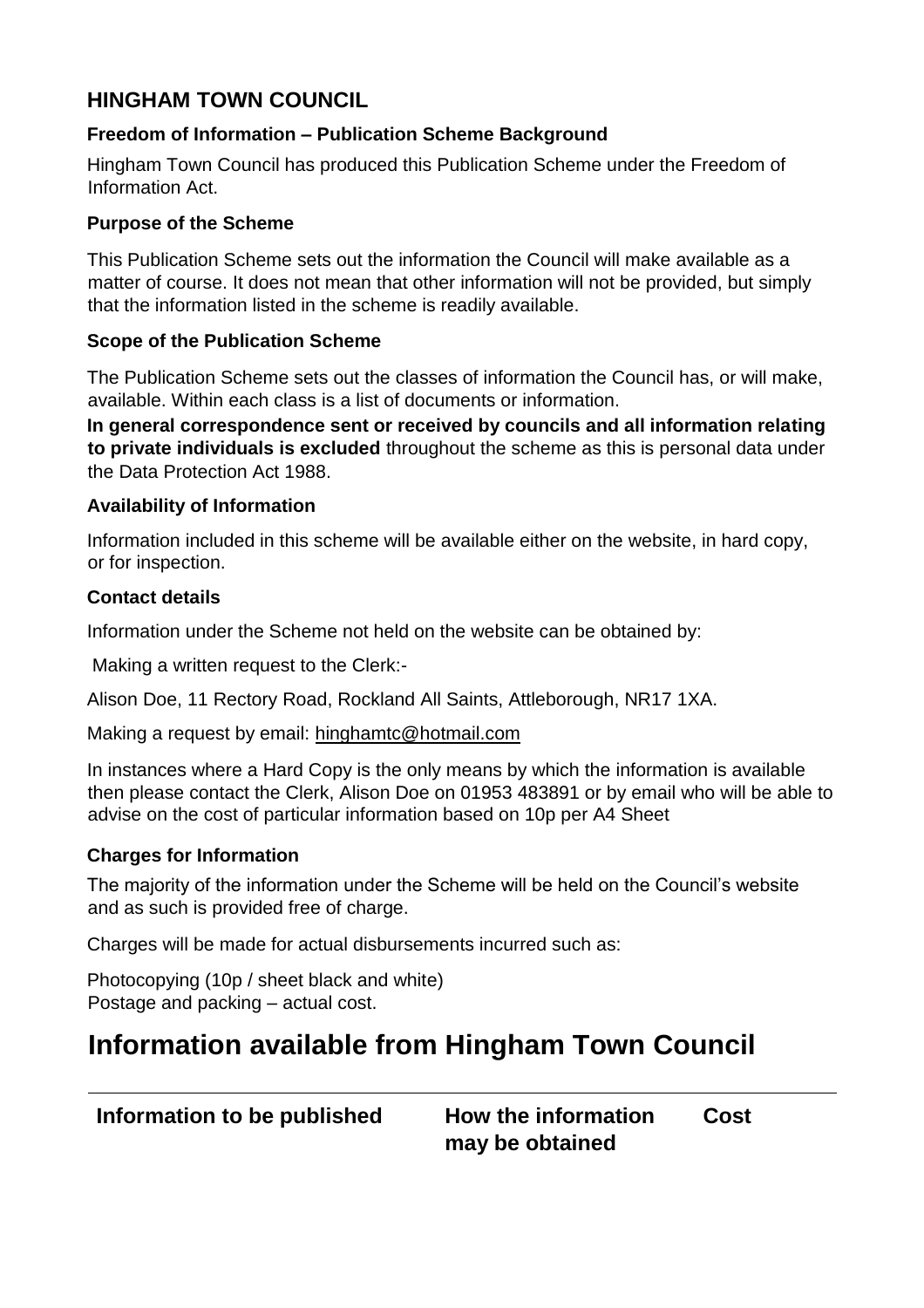## HINGHAM TOWN COUNCIL

### Freedom of Information – Publication Scheme Background

Hingham Town Council has produced this Publication Scheme under the Freedom of Information Act.

### Purpose of the Scheme

This Publication Scheme sets out the information the Council will make available as a matter of course. It does not mean that other information will not be provided, but simply that the information listed in the scheme is readily available.

### Scope of the Publication Scheme

The Publication Scheme sets out the classes of information the Council has, or will make, available. Within each class is a list of documents or information.

**In general correspondence sent or received by councils and all information relating to private individuals is excluded** throughout the scheme as this is personal data under the Data Protection Act 1988.

### Availability of Information

Information included in this scheme will be available either on the website, in hard copy, or for inspection.

### Contact details

Information under the Scheme not held on the website can be obtained by:

Making a written request to the Clerk:-

Alison Doe, 11 Rectory Road, Rockland All Saints, Attleborough, NR17 1XA.

Making a request by email: hinghamtc@hotmail.com

In instances where a Hard Copy is the only means by which the information is available then please contact the Clerk, Alison Doe on 01953 483891 or by email who will be able to advise on the cost of particular information based on 10p per A4 Sheet

### Charges for Information

The majority of the information under the Scheme will be held on the Council's website and as such is provided free of charge.

Charges will be made for actual disbursements incurred such as:

Photocopying (10p / sheet black and white)
Postage and packing – actual cost.

# Information available from Hingham Town Council

| Information to be published | How the information may be obtained | Cost |
|---|---|---|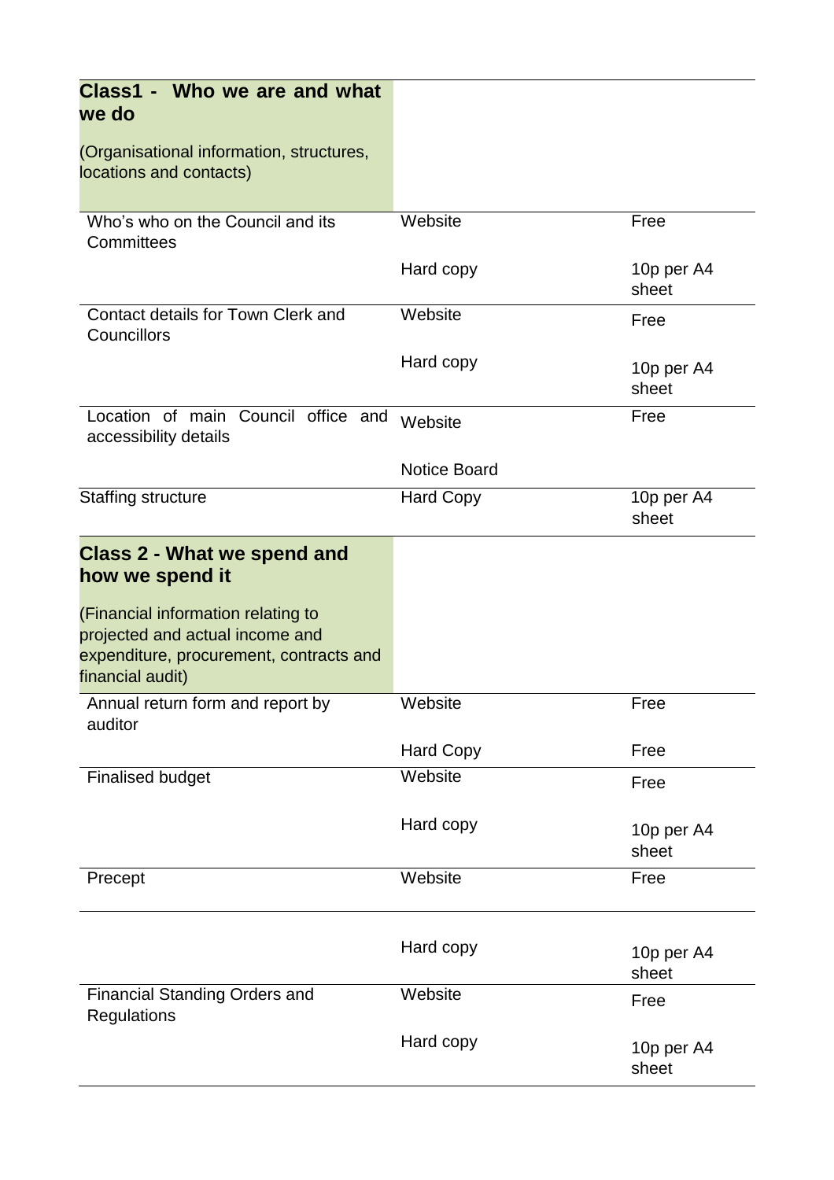| **Class1 - Who we are and what we do**<br><br>(Organisational information, structures, locations and contacts) | | |
|---|---|---|
| Who's who on the Council and its Committees | Website | Free |
| | Hard copy | 10p per A4 sheet |
| Contact details for Town Clerk and Councillors | Website | Free |
| | Hard copy | 10p per A4 sheet |
| Location of main Council office and accessibility details | Website | Free |
| | Notice Board | |
| Staffing structure | Hard Copy | 10p per A4 sheet |
| **Class 2 - What we spend and how we spend it**<br><br>(Financial information relating to projected and actual income and expenditure, procurement, contracts and financial audit) | | |
| Annual return form and report by auditor | Website | Free |
| | Hard Copy | Free |
| Finalised budget | Website | Free |
| | Hard copy | 10p per A4 sheet |
| Precept | Website | Free |
| | Hard copy | 10p per A4 sheet |
| Financial Standing Orders and Regulations | Website | Free |
| | Hard copy | 10p per A4 sheet |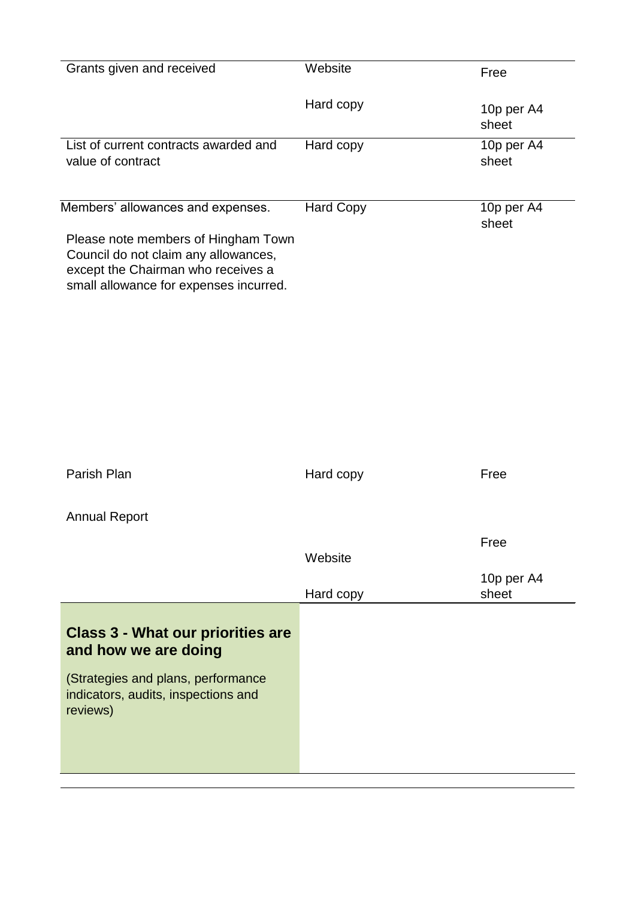| | | |
|---|---|---|
| Grants given and received | Website<br><br>Hard copy | Free<br><br>10p per A4 sheet |
| List of current contracts awarded and value of contract | Hard copy | 10p per A4 sheet |
| Members' allowances and expenses.<br><br>Please note members of Hingham Town Council do not claim any allowances, except the Chairman who receives a small allowance for expenses incurred. | Hard Copy | 10p per A4 sheet |
| Parish Plan | Hard copy | Free |
| Annual Report | Website<br><br>Hard copy | Free<br><br>10p per A4 sheet |
| **Class 3 - What our priorities are and how we are doing**<br><br>(Strategies and plans, performance indicators, audits, inspections and reviews) | | |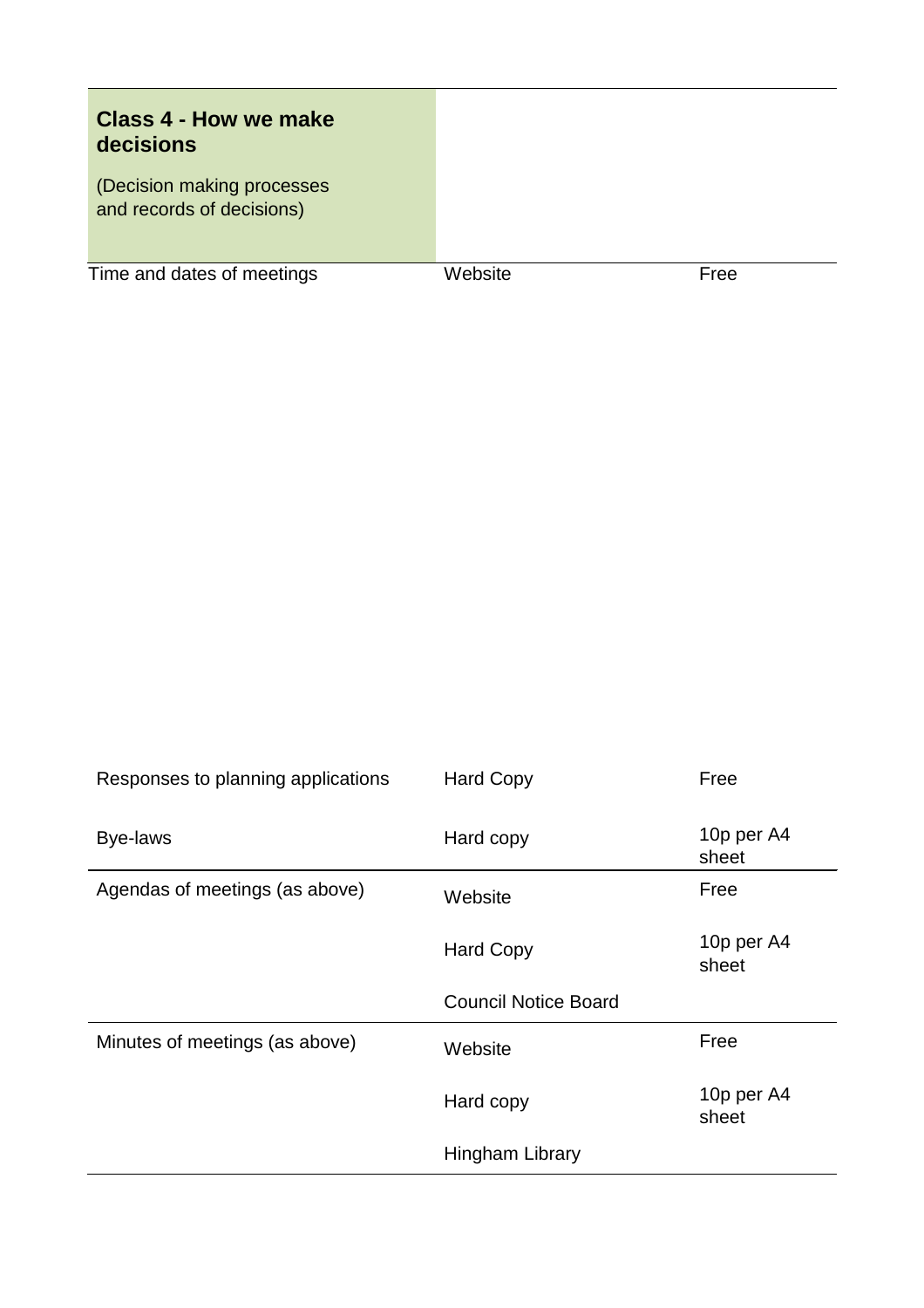| Class 4 - How we make decisions<br><br>(Decision making processes and records of decisions) | | |
|---|---|---|
| Time and dates of meetings | Website | Free |
| Responses to planning applications | Hard Copy | Free |
| Bye-laws | Hard copy | 10p per A4 sheet |
| Agendas of meetings (as above) | Website | Free |
| | Hard Copy | 10p per A4 sheet |
| | Council Notice Board | |
| Minutes of meetings (as above) | Website | Free |
| | Hard copy | 10p per A4 sheet |
| | Hingham Library | |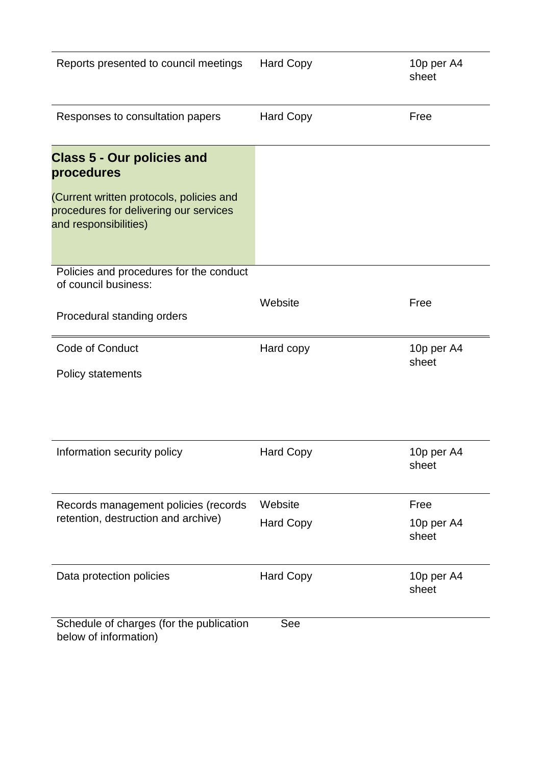| | | |
|---|---|---|
| Reports presented to council meetings | Hard Copy | 10p per A4 sheet |
| Responses to consultation papers | Hard Copy | Free |
| **Class 5 - Our policies and procedures**<br><br>(Current written protocols, policies and procedures for delivering our services and responsibilities) | | |
| Policies and procedures for the conduct of council business:<br><br>Procedural standing orders | Website | Free |
| Code of Conduct<br><br>Policy statements | Hard copy | 10p per A4 sheet |
| Information security policy | Hard Copy | 10p per A4 sheet |
| Records management policies (records retention, destruction and archive) | Website<br><br>Hard Copy | Free<br><br>10p per A4 sheet |
| Data protection policies | Hard Copy | 10p per A4 sheet |
| Schedule of charges (for the publication below of information) | See | |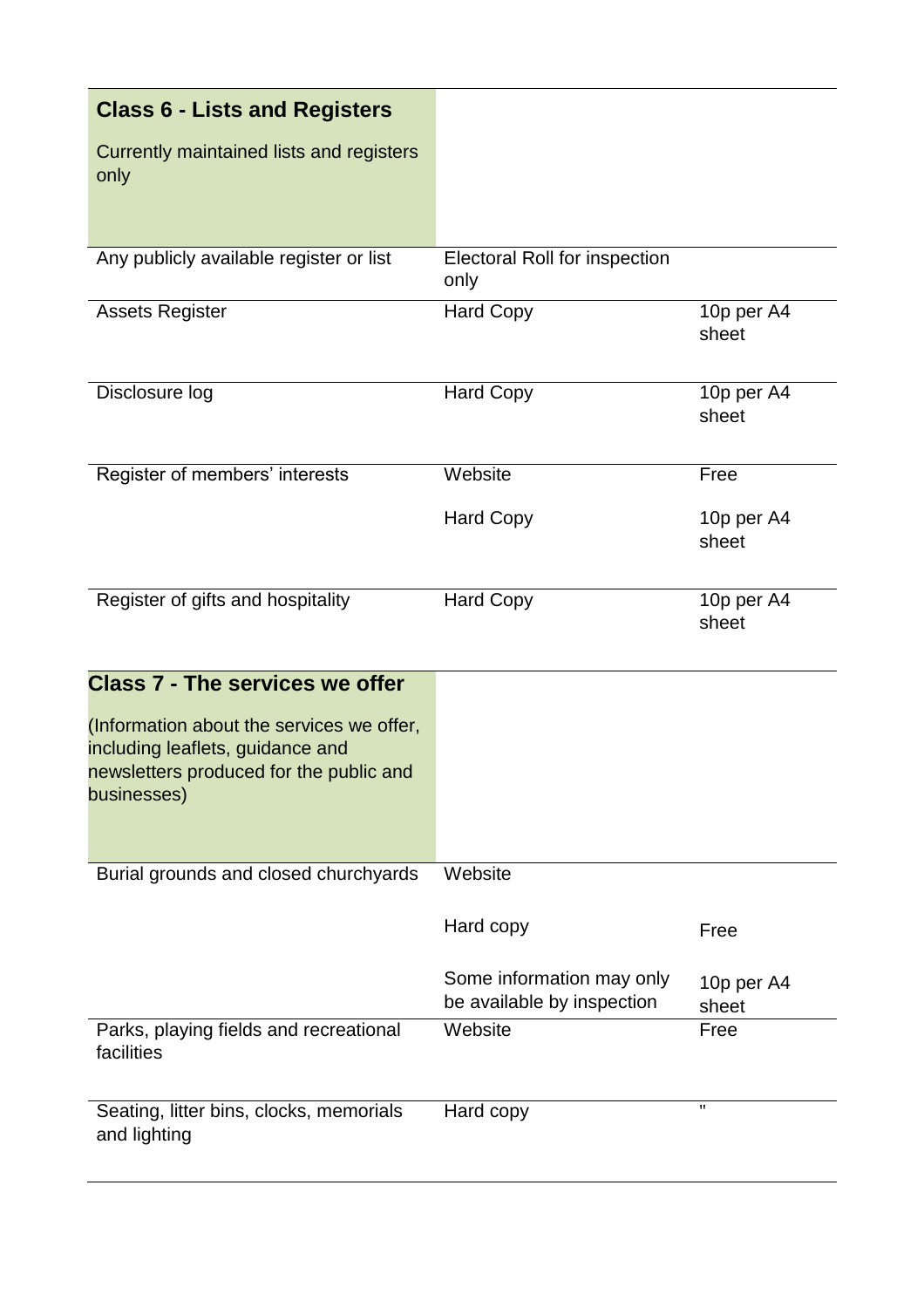| **Class 6 - Lists and Registers**<br><br>Currently maintained lists and registers only | | |
|---|---|---|
| Any publicly available register or list | Electoral Roll for inspection only | |
| Assets Register | Hard Copy | 10p per A4 sheet |
| Disclosure log | Hard Copy | 10p per A4 sheet |
| Register of members' interests | Website | Free |
| | Hard Copy | 10p per A4 sheet |
| Register of gifts and hospitality | Hard Copy | 10p per A4 sheet |
| **Class 7 - The services we offer**<br><br>(Information about the services we offer, including leaflets, guidance and newsletters produced for the public and businesses) | | |
| Burial grounds and closed churchyards | Website | |
| | Hard copy | Free |
| | Some information may only be available by inspection | 10p per A4 sheet |
| Parks, playing fields and recreational facilities | Website | Free |
| Seating, litter bins, clocks, memorials and lighting | Hard copy | " |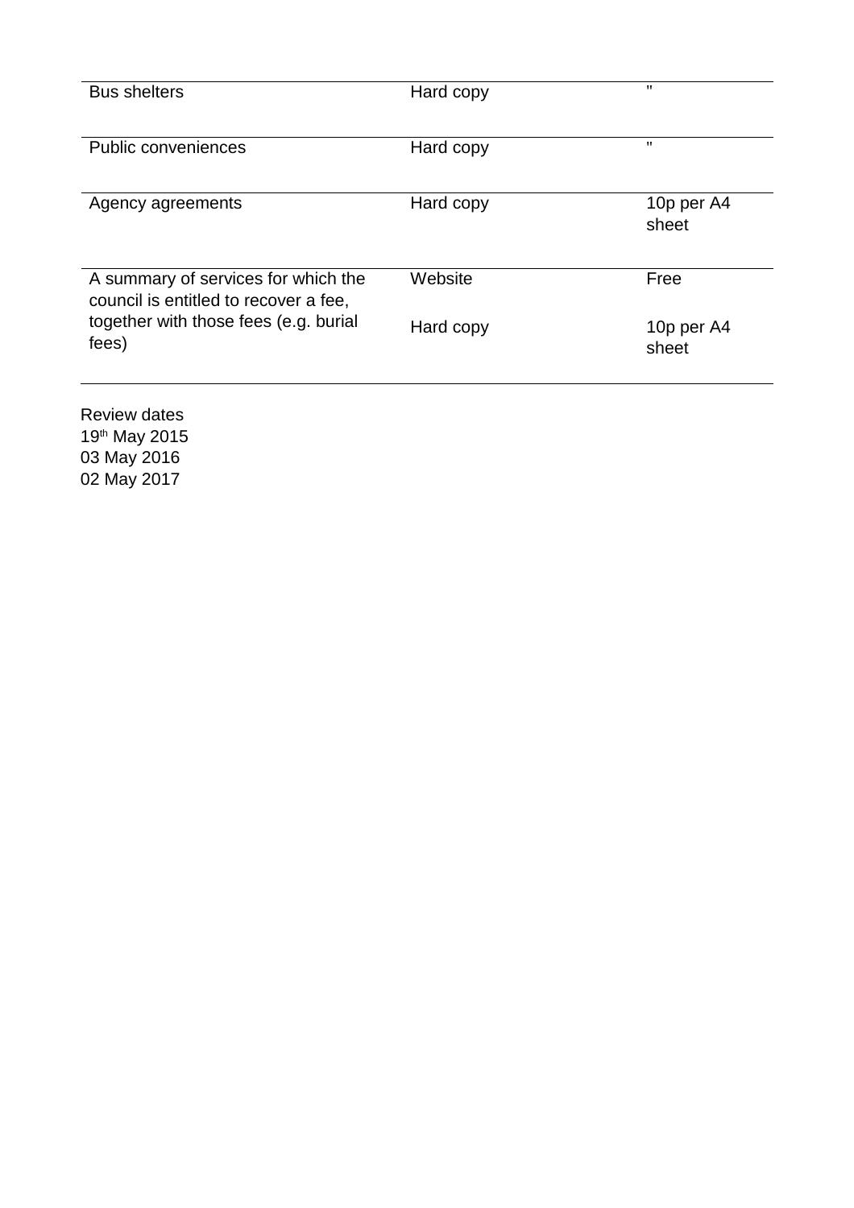| | | |
|---|---|---|
| Bus shelters | Hard copy | " |
| Public conveniences | Hard copy | " |
| Agency agreements | Hard copy | 10p per A4 sheet |
| A summary of services for which the council is entitled to recover a fee, together with those fees (e.g. burial fees) | Website<br>Hard copy | Free<br>10p per A4 sheet |

Review dates
19th May 2015
03 May 2016
02 May 2017